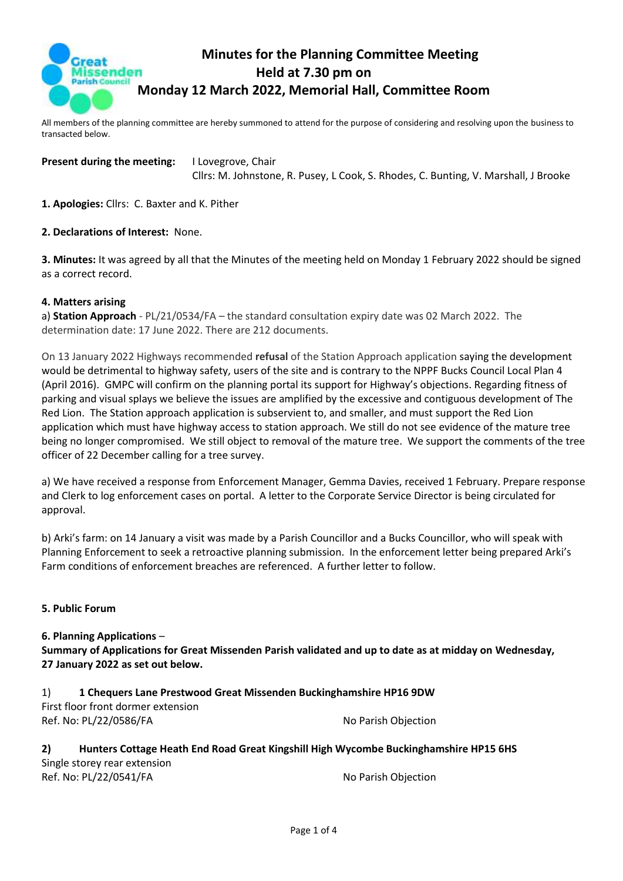# Minutes for the Planning Committee Meeting
## Held at 7.30 pm on
## Monday 12 March 2022, Memorial Hall, Committee Room

All members of the planning committee are hereby summoned to attend for the purpose of considering and resolving upon the business to transacted below.

**Present during the meeting:** I Lovegrove, Chair
Cllrs: M. Johnstone, R. Pusey, L Cook, S. Rhodes, C. Bunting, V. Marshall, J Brooke

**1. Apologies:** Cllrs: C. Baxter and K. Pither

**2. Declarations of Interest:** None.

**3. Minutes:** It was agreed by all that the Minutes of the meeting held on Monday 1 February 2022 should be signed as a correct record.

**4. Matters arising**

a) **Station Approach** - PL/21/0534/FA – the standard consultation expiry date was 02 March 2022. The determination date: 17 June 2022. There are 212 documents.

On 13 January 2022 Highways recommended **refusal** of the Station Approach application saying the development would be detrimental to highway safety, users of the site and is contrary to the NPPF Bucks Council Local Plan 4 (April 2016). GMPC will confirm on the planning portal its support for Highway's objections. Regarding fitness of parking and visual splays we believe the issues are amplified by the excessive and contiguous development of The Red Lion. The Station approach application is subservient to, and smaller, and must support the Red Lion application which must have highway access to station approach. We still do not see evidence of the mature tree being no longer compromised. We still object to removal of the mature tree. We support the comments of the tree officer of 22 December calling for a tree survey.

a) We have received a response from Enforcement Manager, Gemma Davies, received 1 February. Prepare response and Clerk to log enforcement cases on portal. A letter to the Corporate Service Director is being circulated for approval.

b) Arki's farm: on 14 January a visit was made by a Parish Councillor and a Bucks Councillor, who will speak with Planning Enforcement to seek a retroactive planning submission. In the enforcement letter being prepared Arki's Farm conditions of enforcement breaches are referenced. A further letter to follow.

**5. Public Forum**

**6. Planning Applications** –
**Summary of Applications for Great Missenden Parish validated and up to date as at midday on Wednesday, 27 January 2022 as set out below.**

1) **1 Chequers Lane Prestwood Great Missenden Buckinghamshire HP16 9DW**
First floor front dormer extension
Ref. No: PL/22/0586/FA — No Parish Objection

**2) Hunters Cottage Heath End Road Great Kingshill High Wycombe Buckinghamshire HP15 6HS**
Single storey rear extension
Ref. No: PL/22/0541/FA — No Parish Objection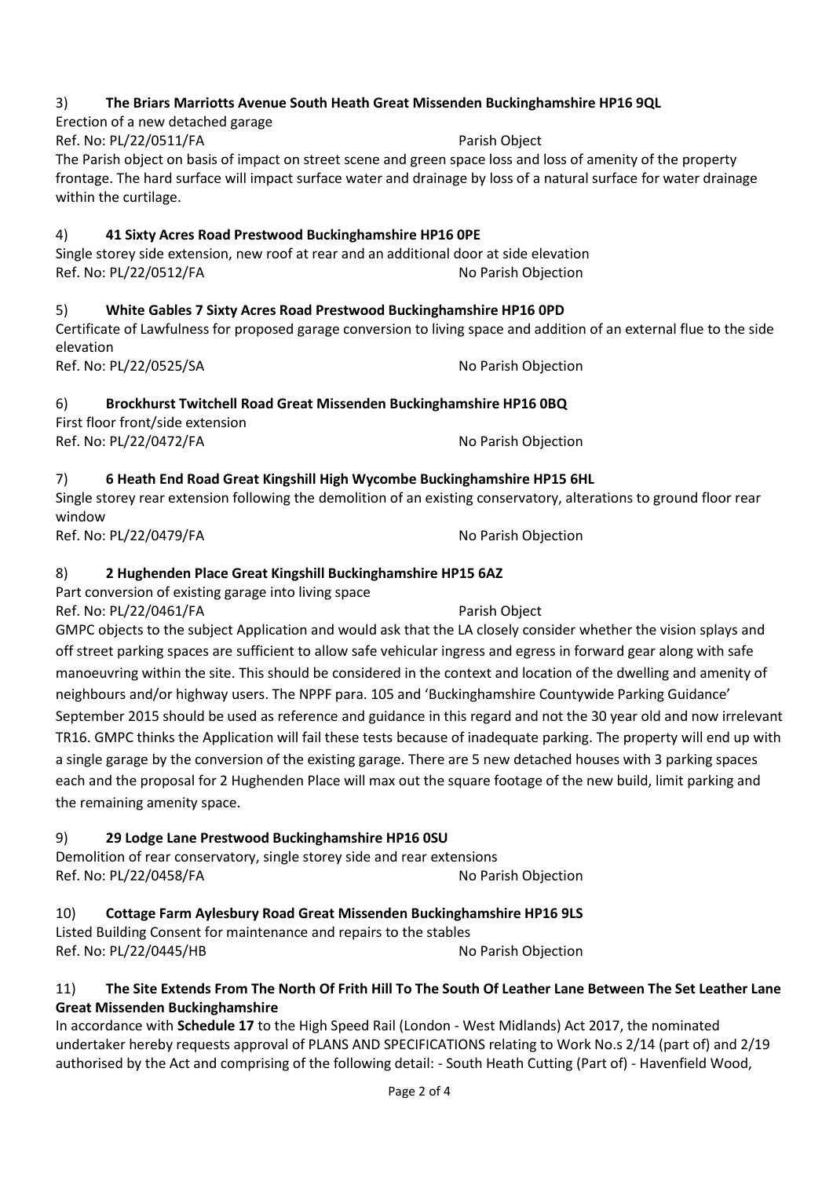3) **The Briars Marriotts Avenue South Heath Great Missenden Buckinghamshire HP16 9QL**

Erection of a new detached garage

Ref. No: PL/22/0511/FA Parish Object

The Parish object on basis of impact on street scene and green space loss and loss of amenity of the property frontage. The hard surface will impact surface water and drainage by loss of a natural surface for water drainage within the curtilage.

4) **41 Sixty Acres Road Prestwood Buckinghamshire HP16 0PE**

Single storey side extension, new roof at rear and an additional door at side elevation

Ref. No: PL/22/0512/FA No Parish Objection

5) **White Gables 7 Sixty Acres Road Prestwood Buckinghamshire HP16 0PD**

Certificate of Lawfulness for proposed garage conversion to living space and addition of an external flue to the side elevation

Ref. No: PL/22/0525/SA No Parish Objection

6) **Brockhurst Twitchell Road Great Missenden Buckinghamshire HP16 0BQ**

First floor front/side extension

Ref. No: PL/22/0472/FA No Parish Objection

7) **6 Heath End Road Great Kingshill High Wycombe Buckinghamshire HP15 6HL**

Single storey rear extension following the demolition of an existing conservatory, alterations to ground floor rear window

Ref. No: PL/22/0479/FA No Parish Objection

8) **2 Hughenden Place Great Kingshill Buckinghamshire HP15 6AZ**

Part conversion of existing garage into living space

Ref. No: PL/22/0461/FA Parish Object

GMPC objects to the subject Application and would ask that the LA closely consider whether the vision splays and off street parking spaces are sufficient to allow safe vehicular ingress and egress in forward gear along with safe manoeuvring within the site. This should be considered in the context and location of the dwelling and amenity of neighbours and/or highway users. The NPPF para. 105 and 'Buckinghamshire Countywide Parking Guidance' September 2015 should be used as reference and guidance in this regard and not the 30 year old and now irrelevant TR16. GMPC thinks the Application will fail these tests because of inadequate parking. The property will end up with a single garage by the conversion of the existing garage. There are 5 new detached houses with 3 parking spaces each and the proposal for 2 Hughenden Place will max out the square footage of the new build, limit parking and the remaining amenity space.

9) **29 Lodge Lane Prestwood Buckinghamshire HP16 0SU**

Demolition of rear conservatory, single storey side and rear extensions

Ref. No: PL/22/0458/FA No Parish Objection

10) **Cottage Farm Aylesbury Road Great Missenden Buckinghamshire HP16 9LS**

Listed Building Consent for maintenance and repairs to the stables

Ref. No: PL/22/0445/HB No Parish Objection

11) **The Site Extends From The North Of Frith Hill To The South Of Leather Lane Between The Set Leather Lane Great Missenden Buckinghamshire**

In accordance with **Schedule 17** to the High Speed Rail (London - West Midlands) Act 2017, the nominated undertaker hereby requests approval of PLANS AND SPECIFICATIONS relating to Work No.s 2/14 (part of) and 2/19 authorised by the Act and comprising of the following detail: - South Heath Cutting (Part of) - Havenfield Wood,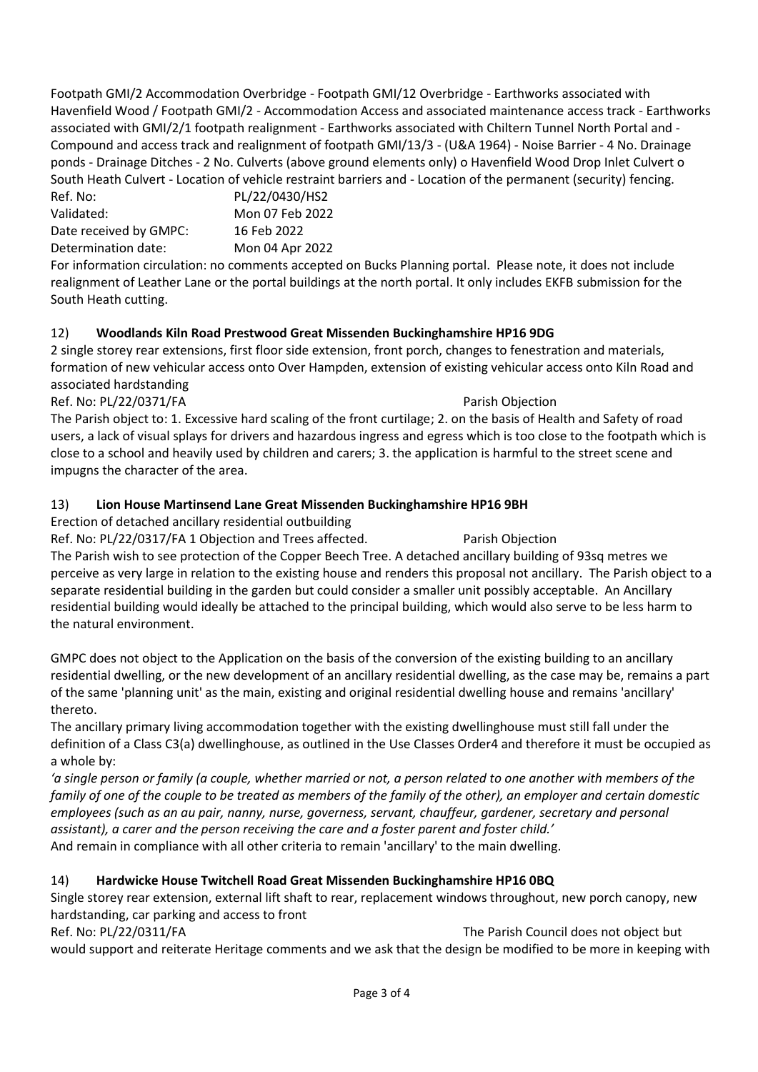Footpath GMI/2 Accommodation Overbridge - Footpath GMI/12 Overbridge - Earthworks associated with Havenfield Wood / Footpath GMI/2 - Accommodation Access and associated maintenance access track - Earthworks associated with GMI/2/1 footpath realignment - Earthworks associated with Chiltern Tunnel North Portal and - Compound and access track and realignment of footpath GMI/13/3 - (U&A 1964) - Noise Barrier - 4 No. Drainage ponds - Drainage Ditches - 2 No. Culverts (above ground elements only) o Havenfield Wood Drop Inlet Culvert o South Heath Culvert - Location of vehicle restraint barriers and - Location of the permanent (security) fencing.

Ref. No: PL/22/0430/HS2
Validated: Mon 07 Feb 2022
Date received by GMPC: 16 Feb 2022
Determination date: Mon 04 Apr 2022

For information circulation: no comments accepted on Bucks Planning portal. Please note, it does not include realignment of Leather Lane or the portal buildings at the north portal. It only includes EKFB submission for the South Heath cutting.

12) **Woodlands Kiln Road Prestwood Great Missenden Buckinghamshire HP16 9DG**

2 single storey rear extensions, first floor side extension, front porch, changes to fenestration and materials, formation of new vehicular access onto Over Hampden, extension of existing vehicular access onto Kiln Road and associated hardstanding

Ref. No: PL/22/0371/FA Parish Objection

The Parish object to: 1. Excessive hard scaling of the front curtilage; 2. on the basis of Health and Safety of road users, a lack of visual splays for drivers and hazardous ingress and egress which is too close to the footpath which is close to a school and heavily used by children and carers; 3. the application is harmful to the street scene and impugns the character of the area.

13) **Lion House Martinsend Lane Great Missenden Buckinghamshire HP16 9BH**

Erection of detached ancillary residential outbuilding

Ref. No: PL/22/0317/FA 1 Objection and Trees affected. Parish Objection

The Parish wish to see protection of the Copper Beech Tree. A detached ancillary building of 93sq metres we perceive as very large in relation to the existing house and renders this proposal not ancillary. The Parish object to a separate residential building in the garden but could consider a smaller unit possibly acceptable. An Ancillary residential building would ideally be attached to the principal building, which would also serve to be less harm to the natural environment.

GMPC does not object to the Application on the basis of the conversion of the existing building to an ancillary residential dwelling, or the new development of an ancillary residential dwelling, as the case may be, remains a part of the same 'planning unit' as the main, existing and original residential dwelling house and remains 'ancillary' thereto.

The ancillary primary living accommodation together with the existing dwellinghouse must still fall under the definition of a Class C3(a) dwellinghouse, as outlined in the Use Classes Order4 and therefore it must be occupied as a whole by:

*'a single person or family (a couple, whether married or not, a person related to one another with members of the family of one of the couple to be treated as members of the family of the other), an employer and certain domestic employees (such as an au pair, nanny, nurse, governess, servant, chauffeur, gardener, secretary and personal assistant), a carer and the person receiving the care and a foster parent and foster child.'*

And remain in compliance with all other criteria to remain 'ancillary' to the main dwelling.

14) **Hardwicke House Twitchell Road Great Missenden Buckinghamshire HP16 0BQ**

Single storey rear extension, external lift shaft to rear, replacement windows throughout, new porch canopy, new hardstanding, car parking and access to front

Ref. No: PL/22/0311/FA The Parish Council does not object but would support and reiterate Heritage comments and we ask that the design be modified to be more in keeping with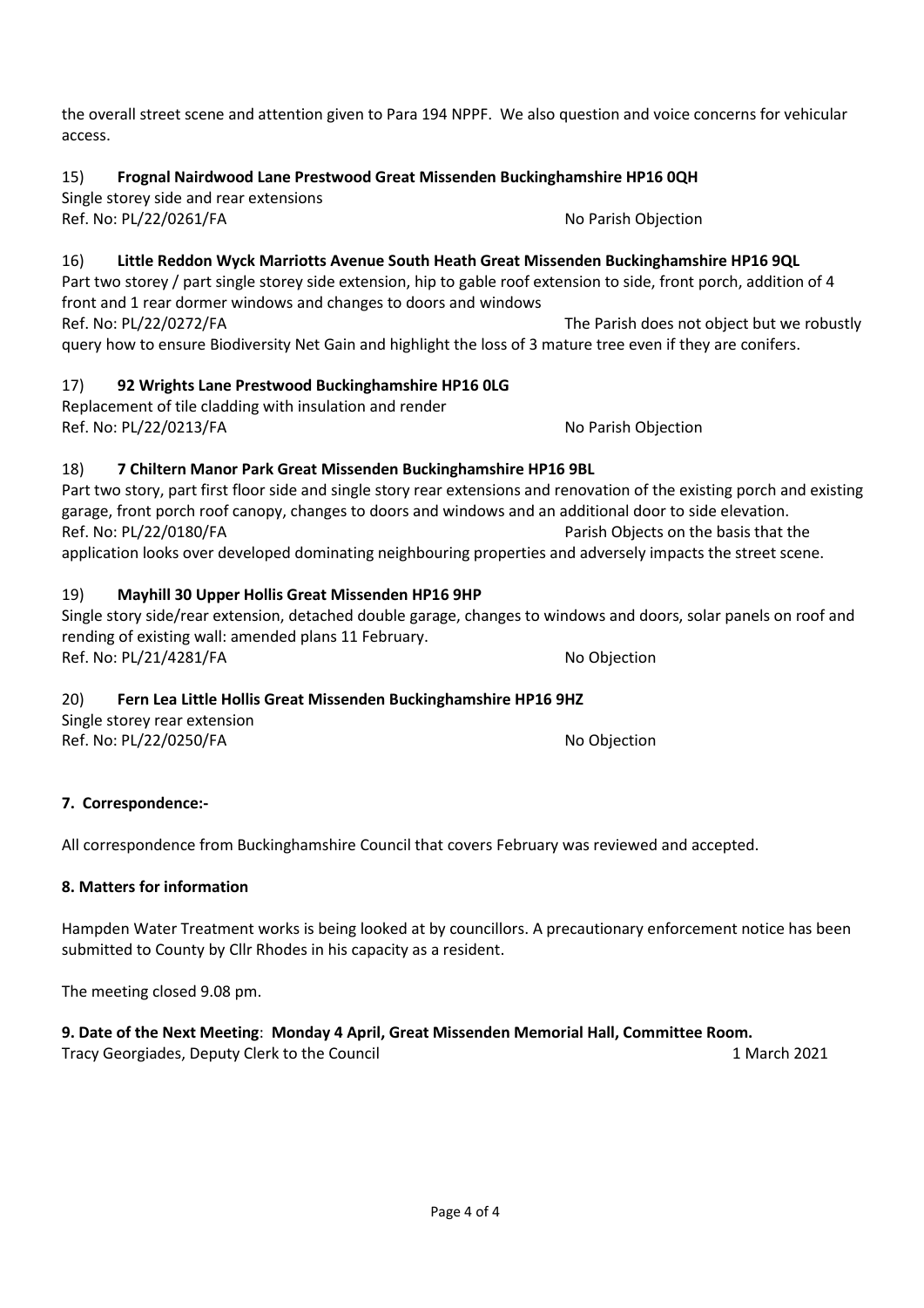the overall street scene and attention given to Para 194 NPPF. We also question and voice concerns for vehicular access.

15) **Frognal Nairdwood Lane Prestwood Great Missenden Buckinghamshire HP16 0QH**
Single storey side and rear extensions
Ref. No: PL/22/0261/FA No Parish Objection

16) **Little Reddon Wyck Marriotts Avenue South Heath Great Missenden Buckinghamshire HP16 9QL**
Part two storey / part single storey side extension, hip to gable roof extension to side, front porch, addition of 4 front and 1 rear dormer windows and changes to doors and windows
Ref. No: PL/22/0272/FA The Parish does not object but we robustly query how to ensure Biodiversity Net Gain and highlight the loss of 3 mature tree even if they are conifers.

17) **92 Wrights Lane Prestwood Buckinghamshire HP16 0LG**
Replacement of tile cladding with insulation and render
Ref. No: PL/22/0213/FA No Parish Objection

18) **7 Chiltern Manor Park Great Missenden Buckinghamshire HP16 9BL**
Part two story, part first floor side and single story rear extensions and renovation of the existing porch and existing garage, front porch roof canopy, changes to doors and windows and an additional door to side elevation.
Ref. No: PL/22/0180/FA Parish Objects on the basis that the application looks over developed dominating neighbouring properties and adversely impacts the street scene.

19) **Mayhill 30 Upper Hollis Great Missenden HP16 9HP**
Single story side/rear extension, detached double garage, changes to windows and doors, solar panels on roof and rending of existing wall: amended plans 11 February.
Ref. No: PL/21/4281/FA No Objection

20) **Fern Lea Little Hollis Great Missenden Buckinghamshire HP16 9HZ**
Single storey rear extension
Ref. No: PL/22/0250/FA No Objection

**7. Correspondence:-**

All correspondence from Buckinghamshire Council that covers February was reviewed and accepted.

**8. Matters for information**

Hampden Water Treatment works is being looked at by councillors. A precautionary enforcement notice has been submitted to County by Cllr Rhodes in his capacity as a resident.

The meeting closed 9.08 pm.

**9. Date of the Next Meeting**: **Monday 4 April, Great Missenden Memorial Hall, Committee Room.**
Tracy Georgiades, Deputy Clerk to the Council 1 March 2021